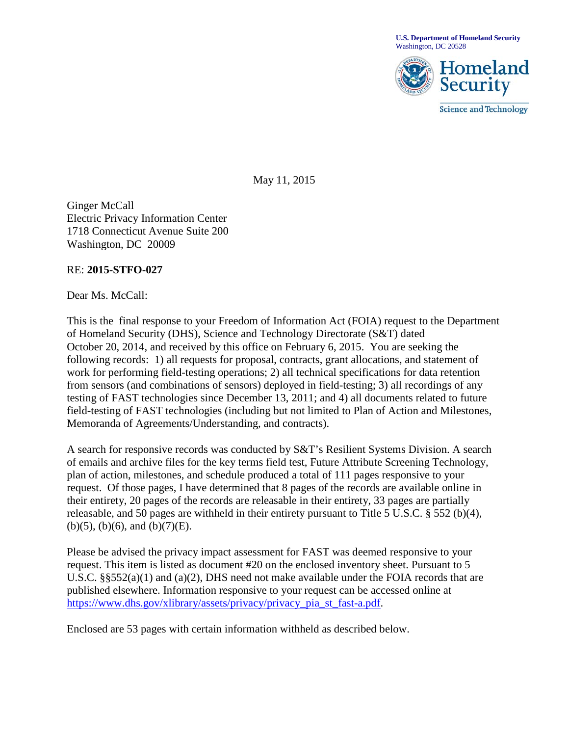U.S. Department of Homeland Security
Washington, DC 20528

Homeland Security

Science and Technology

May 11, 2015

Ginger McCall
Electric Privacy Information Center
1718 Connecticut Avenue Suite 200
Washington, DC 20009

RE: **2015-STFO-027**

Dear Ms. McCall:

This is the final response to your Freedom of Information Act (FOIA) request to the Department of Homeland Security (DHS), Science and Technology Directorate (S&T) dated October 20, 2014, and received by this office on February 6, 2015. You are seeking the following records: 1) all requests for proposal, contracts, grant allocations, and statement of work for performing field-testing operations; 2) all technical specifications for data retention from sensors (and combinations of sensors) deployed in field-testing; 3) all recordings of any testing of FAST technologies since December 13, 2011; and 4) all documents related to future field-testing of FAST technologies (including but not limited to Plan of Action and Milestones, Memoranda of Agreements/Understanding, and contracts).

A search for responsive records was conducted by S&T's Resilient Systems Division. A search of emails and archive files for the key terms field test, Future Attribute Screening Technology, plan of action, milestones, and schedule produced a total of 111 pages responsive to your request. Of those pages, I have determined that 8 pages of the records are available online in their entirety, 20 pages of the records are releasable in their entirety, 33 pages are partially releasable, and 50 pages are withheld in their entirety pursuant to Title 5 U.S.C. § 552 (b)(4), (b)(5), (b)(6), and (b)(7)(E).

Please be advised the privacy impact assessment for FAST was deemed responsive to your request. This item is listed as document #20 on the enclosed inventory sheet. Pursuant to 5 U.S.C. §§552(a)(1) and (a)(2), DHS need not make available under the FOIA records that are published elsewhere. Information responsive to your request can be accessed online at https://www.dhs.gov/xlibrary/assets/privacy/privacy_pia_st_fast-a.pdf.

Enclosed are 53 pages with certain information withheld as described below.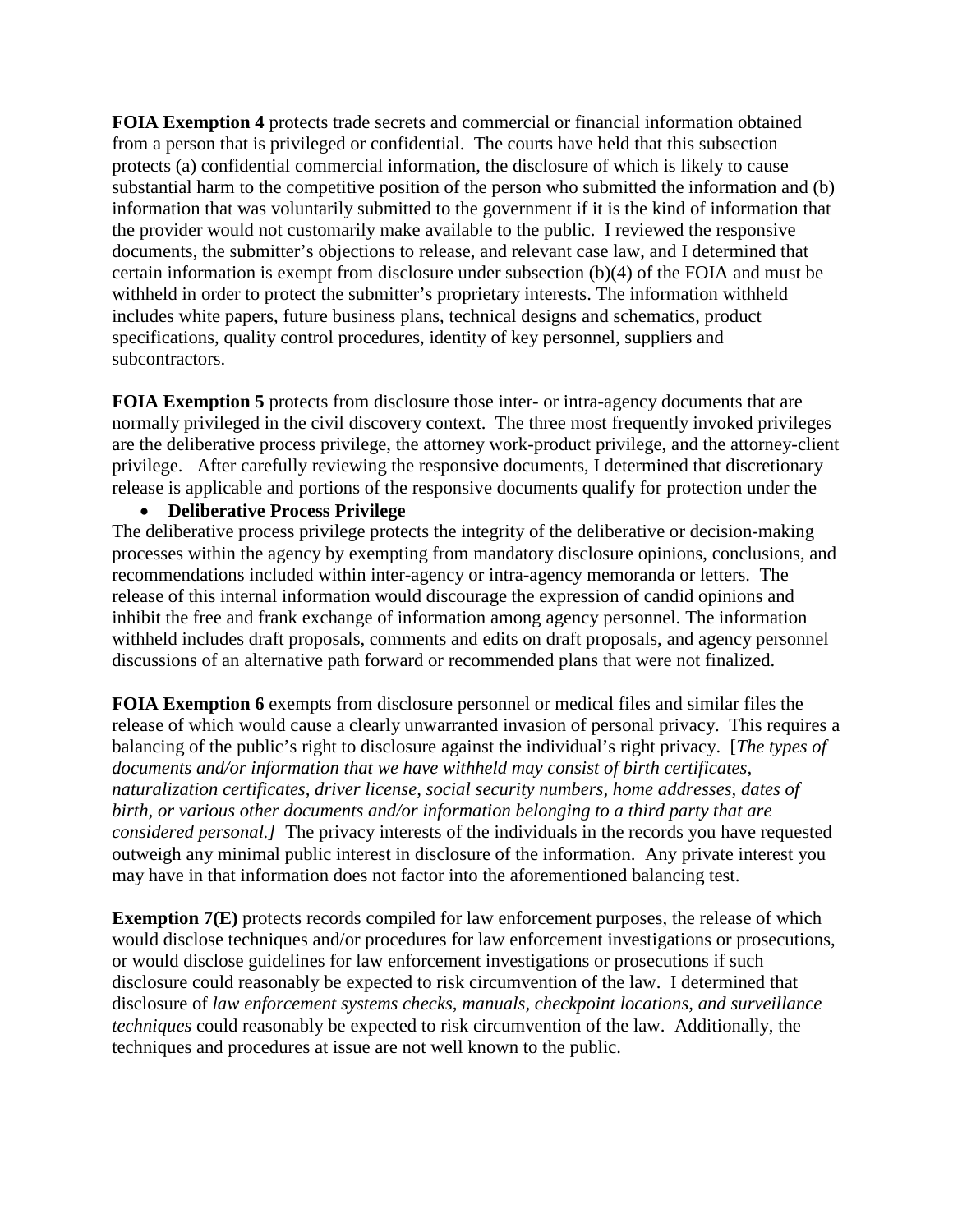**FOIA Exemption 4** protects trade secrets and commercial or financial information obtained from a person that is privileged or confidential. The courts have held that this subsection protects (a) confidential commercial information, the disclosure of which is likely to cause substantial harm to the competitive position of the person who submitted the information and (b) information that was voluntarily submitted to the government if it is the kind of information that the provider would not customarily make available to the public. I reviewed the responsive documents, the submitter's objections to release, and relevant case law, and I determined that certain information is exempt from disclosure under subsection (b)(4) of the FOIA and must be withheld in order to protect the submitter's proprietary interests. The information withheld includes white papers, future business plans, technical designs and schematics, product specifications, quality control procedures, identity of key personnel, suppliers and subcontractors.

**FOIA Exemption 5** protects from disclosure those inter- or intra-agency documents that are normally privileged in the civil discovery context. The three most frequently invoked privileges are the deliberative process privilege, the attorney work-product privilege, and the attorney-client privilege. After carefully reviewing the responsive documents, I determined that discretionary release is applicable and portions of the responsive documents qualify for protection under the

- **Deliberative Process Privilege**

The deliberative process privilege protects the integrity of the deliberative or decision-making processes within the agency by exempting from mandatory disclosure opinions, conclusions, and recommendations included within inter-agency or intra-agency memoranda or letters. The release of this internal information would discourage the expression of candid opinions and inhibit the free and frank exchange of information among agency personnel. The information withheld includes draft proposals, comments and edits on draft proposals, and agency personnel discussions of an alternative path forward or recommended plans that were not finalized.

**FOIA Exemption 6** exempts from disclosure personnel or medical files and similar files the release of which would cause a clearly unwarranted invasion of personal privacy. This requires a balancing of the public's right to disclosure against the individual's right privacy. [*The types of documents and/or information that we have withheld may consist of birth certificates, naturalization certificates, driver license, social security numbers, home addresses, dates of birth, or various other documents and/or information belonging to a third party that are considered personal.]* The privacy interests of the individuals in the records you have requested outweigh any minimal public interest in disclosure of the information. Any private interest you may have in that information does not factor into the aforementioned balancing test.

**Exemption 7(E)** protects records compiled for law enforcement purposes, the release of which would disclose techniques and/or procedures for law enforcement investigations or prosecutions, or would disclose guidelines for law enforcement investigations or prosecutions if such disclosure could reasonably be expected to risk circumvention of the law. I determined that disclosure of *law enforcement systems checks, manuals, checkpoint locations, and surveillance techniques* could reasonably be expected to risk circumvention of the law. Additionally, the techniques and procedures at issue are not well known to the public.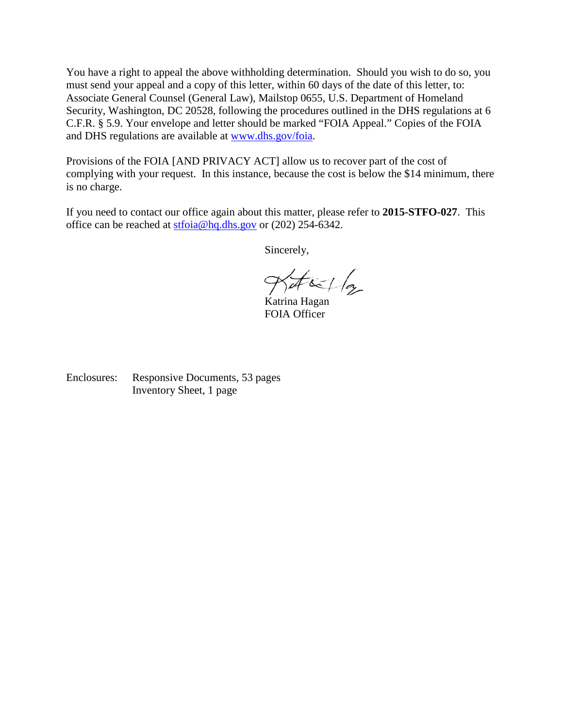You have a right to appeal the above withholding determination. Should you wish to do so, you must send your appeal and a copy of this letter, within 60 days of the date of this letter, to: Associate General Counsel (General Law), Mailstop 0655, U.S. Department of Homeland Security, Washington, DC 20528, following the procedures outlined in the DHS regulations at 6 C.F.R. § 5.9. Your envelope and letter should be marked "FOIA Appeal." Copies of the FOIA and DHS regulations are available at www.dhs.gov/foia.

Provisions of the FOIA [AND PRIVACY ACT] allow us to recover part of the cost of complying with your request. In this instance, because the cost is below the $14 minimum, there is no charge.

If you need to contact our office again about this matter, please refer to **2015-STFO-027**. This office can be reached at stfoia@hq.dhs.gov or (202) 254-6342.

Sincerely,

Katrina Hagan
FOIA Officer

Enclosures: Responsive Documents, 53 pages
Inventory Sheet, 1 page